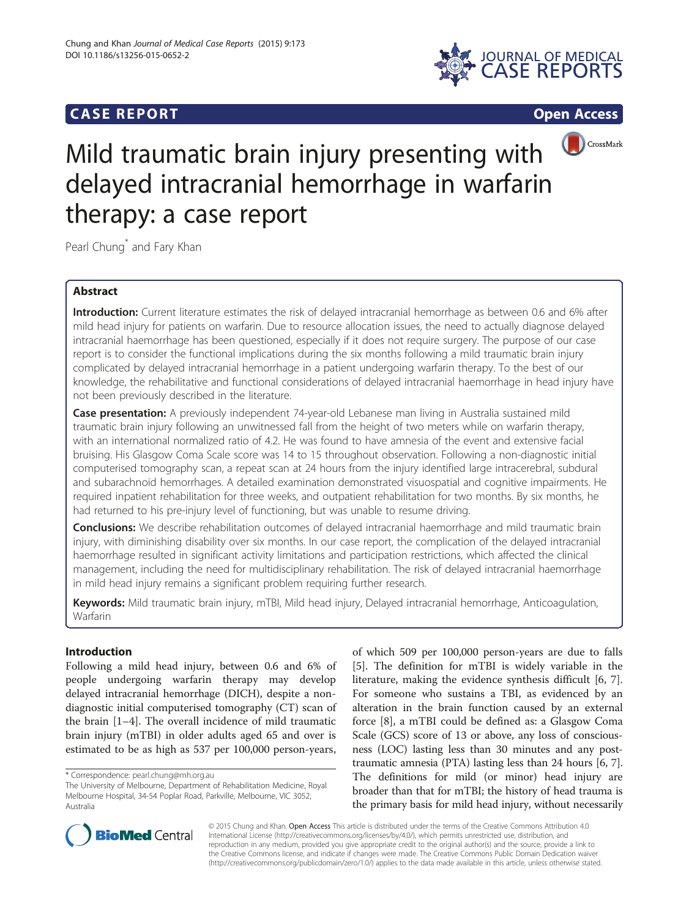CASE REPORT Open Access

# Mild traumatic brain injury presenting with delayed intracranial hemorrhage in warfarin therapy: a case report

Pearl Chung* and Fary Khan

## Abstract

**Introduction:** Current literature estimates the risk of delayed intracranial hemorrhage as between 0.6 and 6% after mild head injury for patients on warfarin. Due to resource allocation issues, the need to actually diagnose delayed intracranial haemorrhage has been questioned, especially if it does not require surgery. The purpose of our case report is to consider the functional implications during the six months following a mild traumatic brain injury complicated by delayed intracranial hemorrhage in a patient undergoing warfarin therapy. To the best of our knowledge, the rehabilitative and functional considerations of delayed intracranial haemorrhage in head injury have not been previously described in the literature.

**Case presentation:** A previously independent 74-year-old Lebanese man living in Australia sustained mild traumatic brain injury following an unwitnessed fall from the height of two meters while on warfarin therapy, with an international normalized ratio of 4.2. He was found to have amnesia of the event and extensive facial bruising. His Glasgow Coma Scale score was 14 to 15 throughout observation. Following a non-diagnostic initial computerised tomography scan, a repeat scan at 24 hours from the injury identified large intracerebral, subdural and subarachnoid hemorrhages. A detailed examination demonstrated visuospatial and cognitive impairments. He required inpatient rehabilitation for three weeks, and outpatient rehabilitation for two months. By six months, he had returned to his pre-injury level of functioning, but was unable to resume driving.

**Conclusions:** We describe rehabilitation outcomes of delayed intracranial haemorrhage and mild traumatic brain injury, with diminishing disability over six months. In our case report, the complication of the delayed intracranial haemorrhage resulted in significant activity limitations and participation restrictions, which affected the clinical management, including the need for multidisciplinary rehabilitation. The risk of delayed intracranial haemorrhage in mild head injury remains a significant problem requiring further research.

**Keywords:** Mild traumatic brain injury, mTBI, Mild head injury, Delayed intracranial hemorrhage, Anticoagulation, Warfarin

## Introduction

Following a mild head injury, between 0.6 and 6% of people undergoing warfarin therapy may develop delayed intracranial hemorrhage (DICH), despite a non-diagnostic initial computerised tomography (CT) scan of the brain [1–4]. The overall incidence of mild traumatic brain injury (mTBI) in older adults aged 65 and over is estimated to be as high as 537 per 100,000 person-years, of which 509 per 100,000 person-years are due to falls [5]. The definition for mTBI is widely variable in the literature, making the evidence synthesis difficult [6, 7]. For someone who sustains a TBI, as evidenced by an alteration in the brain function caused by an external force [8], a mTBI could be defined as: a Glasgow Coma Scale (GCS) score of 13 or above, any loss of consciousness (LOC) lasting less than 30 minutes and any post-traumatic amnesia (PTA) lasting less than 24 hours [6, 7]. The definitions for mild (or minor) head injury are broader than that for mTBI; the history of head trauma is the primary basis for mild head injury, without necessarily

\* Correspondence: pearl.chung@mh.org.au
The University of Melbourne, Department of Rehabilitation Medicine, Royal Melbourne Hospital, 34-54 Poplar Road, Parkville, Melbourne, VIC 3052, Australia

© 2015 Chung and Khan. Open Access This article is distributed under the terms of the Creative Commons Attribution 4.0 International License (http://creativecommons.org/licenses/by/4.0/), which permits unrestricted use, distribution, and reproduction in any medium, provided you give appropriate credit to the original author(s) and the source, provide a link to the Creative Commons license, and indicate if changes were made. The Creative Commons Public Domain Dedication waiver (http://creativecommons.org/publicdomain/zero/1.0/) applies to the data made available in this article, unless otherwise stated.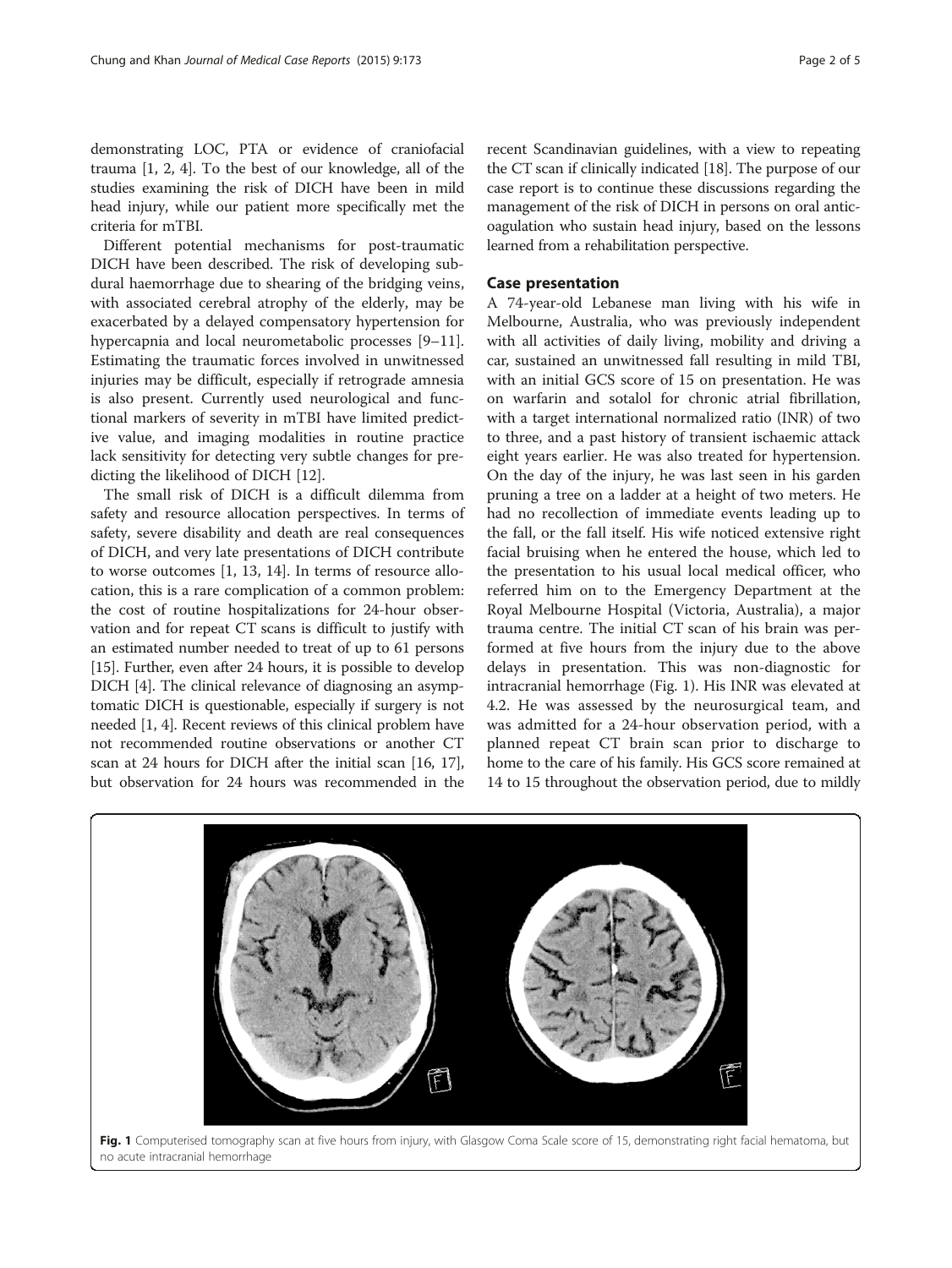demonstrating LOC, PTA or evidence of craniofacial trauma [1, 2, 4]. To the best of our knowledge, all of the studies examining the risk of DICH have been in mild head injury, while our patient more specifically met the criteria for mTBI.

Different potential mechanisms for post-traumatic DICH have been described. The risk of developing subdural haemorrhage due to shearing of the bridging veins, with associated cerebral atrophy of the elderly, may be exacerbated by a delayed compensatory hypertension for hypercapnia and local neurometabolic processes [9–11]. Estimating the traumatic forces involved in unwitnessed injuries may be difficult, especially if retrograde amnesia is also present. Currently used neurological and functional markers of severity in mTBI have limited predictive value, and imaging modalities in routine practice lack sensitivity for detecting very subtle changes for predicting the likelihood of DICH [12].

The small risk of DICH is a difficult dilemma from safety and resource allocation perspectives. In terms of safety, severe disability and death are real consequences of DICH, and very late presentations of DICH contribute to worse outcomes [1, 13, 14]. In terms of resource allocation, this is a rare complication of a common problem: the cost of routine hospitalizations for 24-hour observation and for repeat CT scans is difficult to justify with an estimated number needed to treat of up to 61 persons [15]. Further, even after 24 hours, it is possible to develop DICH [4]. The clinical relevance of diagnosing an asymptomatic DICH is questionable, especially if surgery is not needed [1, 4]. Recent reviews of this clinical problem have not recommended routine observations or another CT scan at 24 hours for DICH after the initial scan [16, 17], but observation for 24 hours was recommended in the recent Scandinavian guidelines, with a view to repeating the CT scan if clinically indicated [18]. The purpose of our case report is to continue these discussions regarding the management of the risk of DICH in persons on oral anticoagulation who sustain head injury, based on the lessons learned from a rehabilitation perspective.

## Case presentation

A 74-year-old Lebanese man living with his wife in Melbourne, Australia, who was previously independent with all activities of daily living, mobility and driving a car, sustained an unwitnessed fall resulting in mild TBI, with an initial GCS score of 15 on presentation. He was on warfarin and sotalol for chronic atrial fibrillation, with a target international normalized ratio (INR) of two to three, and a past history of transient ischaemic attack eight years earlier. He was also treated for hypertension. On the day of the injury, he was last seen in his garden pruning a tree on a ladder at a height of two meters. He had no recollection of immediate events leading up to the fall, or the fall itself. His wife noticed extensive right facial bruising when he entered the house, which led to the presentation to his usual local medical officer, who referred him on to the Emergency Department at the Royal Melbourne Hospital (Victoria, Australia), a major trauma centre. The initial CT scan of his brain was performed at five hours from the injury due to the above delays in presentation. This was non-diagnostic for intracranial hemorrhage (Fig. 1). His INR was elevated at 4.2. He was assessed by the neurosurgical team, and was admitted for a 24-hour observation period, with a planned repeat CT brain scan prior to discharge to home to the care of his family. His GCS score remained at 14 to 15 throughout the observation period, due to mildly

**Fig. 1** Computerised tomography scan at five hours from injury, with Glasgow Coma Scale score of 15, demonstrating right facial hematoma, but no acute intracranial hemorrhage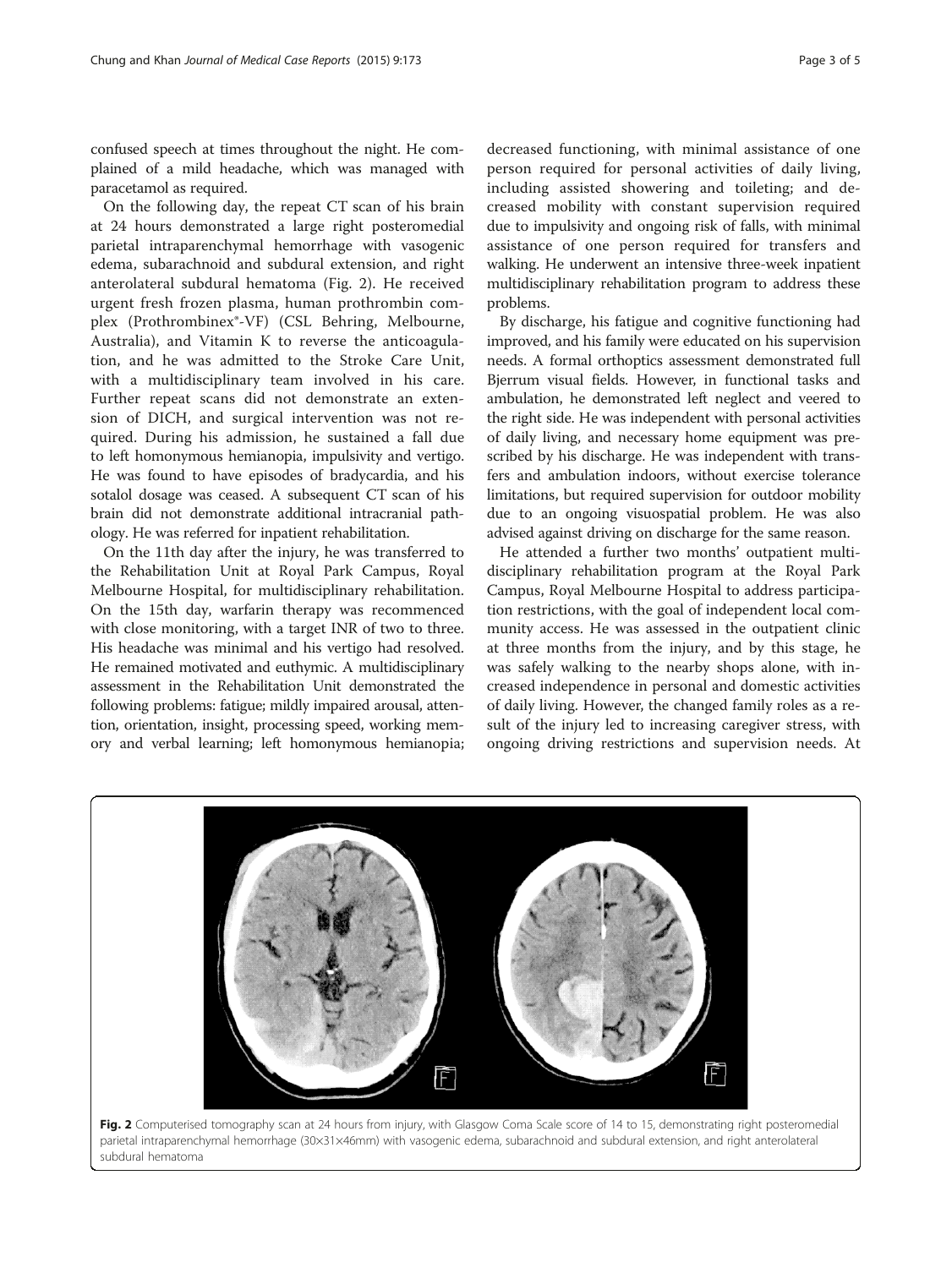confused speech at times throughout the night. He complained of a mild headache, which was managed with paracetamol as required.

On the following day, the repeat CT scan of his brain at 24 hours demonstrated a large right posteromedial parietal intraparenchymal hemorrhage with vasogenic edema, subarachnoid and subdural extension, and right anterolateral subdural hematoma (Fig. 2). He received urgent fresh frozen plasma, human prothrombin complex (Prothrombinex®-VF) (CSL Behring, Melbourne, Australia), and Vitamin K to reverse the anticoagulation, and he was admitted to the Stroke Care Unit, with a multidisciplinary team involved in his care. Further repeat scans did not demonstrate an extension of DICH, and surgical intervention was not required. During his admission, he sustained a fall due to left homonymous hemianopia, impulsivity and vertigo. He was found to have episodes of bradycardia, and his sotalol dosage was ceased. A subsequent CT scan of his brain did not demonstrate additional intracranial pathology. He was referred for inpatient rehabilitation.

On the 11th day after the injury, he was transferred to the Rehabilitation Unit at Royal Park Campus, Royal Melbourne Hospital, for multidisciplinary rehabilitation. On the 15th day, warfarin therapy was recommenced with close monitoring, with a target INR of two to three. His headache was minimal and his vertigo had resolved. He remained motivated and euthymic. A multidisciplinary assessment in the Rehabilitation Unit demonstrated the following problems: fatigue; mildly impaired arousal, attention, orientation, insight, processing speed, working memory and verbal learning; left homonymous hemianopia; decreased functioning, with minimal assistance of one person required for personal activities of daily living, including assisted showering and toileting; and decreased mobility with constant supervision required due to impulsivity and ongoing risk of falls, with minimal assistance of one person required for transfers and walking. He underwent an intensive three-week inpatient multidisciplinary rehabilitation program to address these problems.

By discharge, his fatigue and cognitive functioning had improved, and his family were educated on his supervision needs. A formal orthoptics assessment demonstrated full Bjerrum visual fields. However, in functional tasks and ambulation, he demonstrated left neglect and veered to the right side. He was independent with personal activities of daily living, and necessary home equipment was prescribed by his discharge. He was independent with transfers and ambulation indoors, without exercise tolerance limitations, but required supervision for outdoor mobility due to an ongoing visuospatial problem. He was also advised against driving on discharge for the same reason.

He attended a further two months' outpatient multidisciplinary rehabilitation program at the Royal Park Campus, Royal Melbourne Hospital to address participation restrictions, with the goal of independent local community access. He was assessed in the outpatient clinic at three months from the injury, and by this stage, he was safely walking to the nearby shops alone, with increased independence in personal and domestic activities of daily living. However, the changed family roles as a result of the injury led to increasing caregiver stress, with ongoing driving restrictions and supervision needs. At

**Fig. 2** Computerised tomography scan at 24 hours from injury, with Glasgow Coma Scale score of 14 to 15, demonstrating right posteromedial parietal intraparenchymal hemorrhage (30×31×46mm) with vasogenic edema, subarachnoid and subdural extension, and right anterolateral subdural hematoma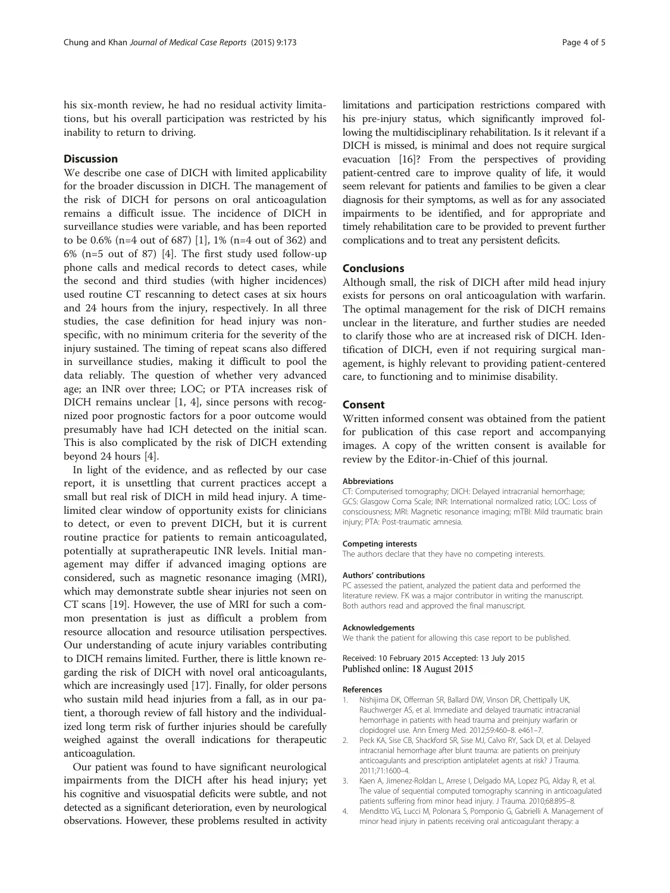his six-month review, he had no residual activity limitations, but his overall participation was restricted by his inability to return to driving.

## Discussion

We describe one case of DICH with limited applicability for the broader discussion in DICH. The management of the risk of DICH for persons on oral anticoagulation remains a difficult issue. The incidence of DICH in surveillance studies were variable, and has been reported to be 0.6% (n=4 out of 687) [1], 1% (n=4 out of 362) and 6% (n=5 out of 87) [4]. The first study used follow-up phone calls and medical records to detect cases, while the second and third studies (with higher incidences) used routine CT rescanning to detect cases at six hours and 24 hours from the injury, respectively. In all three studies, the case definition for head injury was nonspecific, with no minimum criteria for the severity of the injury sustained. The timing of repeat scans also differed in surveillance studies, making it difficult to pool the data reliably. The question of whether very advanced age; an INR over three; LOC; or PTA increases risk of DICH remains unclear [1, 4], since persons with recognized poor prognostic factors for a poor outcome would presumably have had ICH detected on the initial scan. This is also complicated by the risk of DICH extending beyond 24 hours [4].

In light of the evidence, and as reflected by our case report, it is unsettling that current practices accept a small but real risk of DICH in mild head injury. A time-limited clear window of opportunity exists for clinicians to detect, or even to prevent DICH, but it is current routine practice for patients to remain anticoagulated, potentially at supratherapeutic INR levels. Initial management may differ if advanced imaging options are considered, such as magnetic resonance imaging (MRI), which may demonstrate subtle shear injuries not seen on CT scans [19]. However, the use of MRI for such a common presentation is just as difficult a problem from resource allocation and resource utilisation perspectives. Our understanding of acute injury variables contributing to DICH remains limited. Further, there is little known regarding the risk of DICH with novel oral anticoagulants, which are increasingly used [17]. Finally, for older persons who sustain mild head injuries from a fall, as in our patient, a thorough review of fall history and the individualized long term risk of further injuries should be carefully weighed against the overall indications for therapeutic anticoagulation.

Our patient was found to have significant neurological impairments from the DICH after his head injury; yet his cognitive and visuospatial deficits were subtle, and not detected as a significant deterioration, even by neurological observations. However, these problems resulted in activity limitations and participation restrictions compared with his pre-injury status, which significantly improved following the multidisciplinary rehabilitation. Is it relevant if a DICH is missed, is minimal and does not require surgical evacuation [16]? From the perspectives of providing patient-centred care to improve quality of life, it would seem relevant for patients and families to be given a clear diagnosis for their symptoms, as well as for any associated impairments to be identified, and for appropriate and timely rehabilitation care to be provided to prevent further complications and to treat any persistent deficits.

## Conclusions

Although small, the risk of DICH after mild head injury exists for persons on oral anticoagulation with warfarin. The optimal management for the risk of DICH remains unclear in the literature, and further studies are needed to clarify those who are at increased risk of DICH. Identification of DICH, even if not requiring surgical management, is highly relevant to providing patient-centered care, to functioning and to minimise disability.

## Consent

Written informed consent was obtained from the patient for publication of this case report and accompanying images. A copy of the written consent is available for review by the Editor-in-Chief of this journal.

#### Abbreviations

CT: Computerised tomography; DICH: Delayed intracranial hemorrhage; GCS: Glasgow Coma Scale; INR: International normalized ratio; LOC: Loss of consciousness; MRI: Magnetic resonance imaging; mTBI: Mild traumatic brain injury; PTA: Post-traumatic amnesia.

#### Competing interests

The authors declare that they have no competing interests.

#### Authors' contributions

PC assessed the patient, analyzed the patient data and performed the literature review. FK was a major contributor in writing the manuscript. Both authors read and approved the final manuscript.

#### Acknowledgements

We thank the patient for allowing this case report to be published.

Received: 10 February 2015 Accepted: 13 July 2015
Published online: 18 August 2015

#### References

1. Nishijima DK, Offerman SR, Ballard DW, Vinson DR, Chettipally UK, Rauchwerger AS, et al. Immediate and delayed traumatic intracranial hemorrhage in patients with head trauma and preinjury warfarin or clopidogrel use. Ann Emerg Med. 2012;59:460–8. e461–7.
2. Peck KA, Sise CB, Shackford SR, Sise MJ, Calvo RY, Sack DI, et al. Delayed intracranial hemorrhage after blunt trauma: are patients on preinjury anticoagulants and prescription antiplatelet agents at risk? J Trauma. 2011;71:1600–4.
3. Kaen A, Jimenez-Roldan L, Arrese I, Delgado MA, Lopez PG, Alday R, et al. The value of sequential computed tomography scanning in anticoagulated patients suffering from minor head injury. J Trauma. 2010;68:895–8.
4. Menditto VG, Lucci M, Polonara S, Pomponio G, Gabrielli A. Management of minor head injury in patients receiving oral anticoagulant therapy: a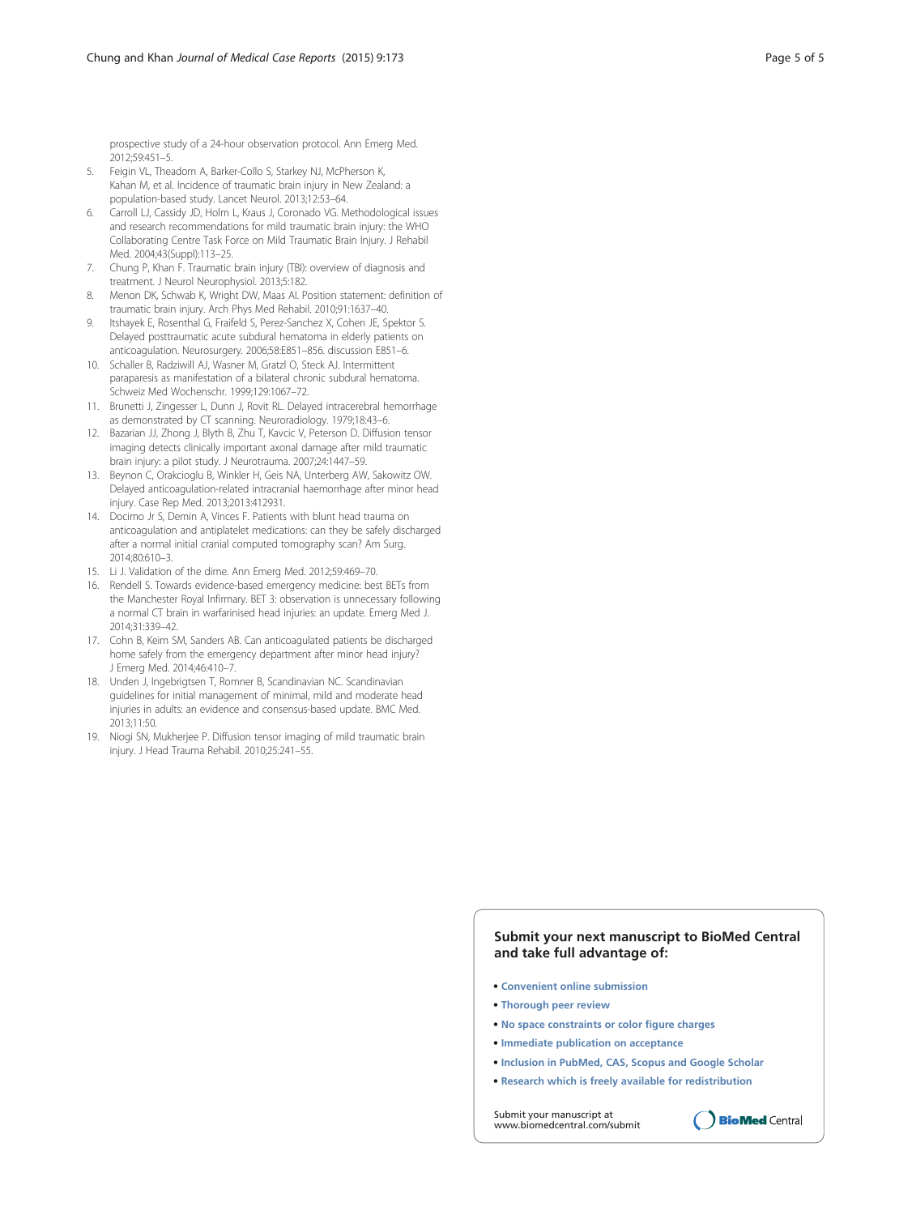prospective study of a 24-hour observation protocol. Ann Emerg Med. 2012;59:451–5.

5. Feigin VL, Theadom A, Barker-Collo S, Starkey NJ, McPherson K, Kahan M, et al. Incidence of traumatic brain injury in New Zealand: a population-based study. Lancet Neurol. 2013;12:53–64.
6. Carroll LJ, Cassidy JD, Holm L, Kraus J, Coronado VG. Methodological issues and research recommendations for mild traumatic brain injury: the WHO Collaborating Centre Task Force on Mild Traumatic Brain Injury. J Rehabil Med. 2004;43(Suppl):113–25.
7. Chung P, Khan F. Traumatic brain injury (TBI): overview of diagnosis and treatment. J Neurol Neurophysiol. 2013;5:182.
8. Menon DK, Schwab K, Wright DW, Maas AI. Position statement: definition of traumatic brain injury. Arch Phys Med Rehabil. 2010;91:1637–40.
9. Itshayek E, Rosenthal G, Fraifeld S, Perez-Sanchez X, Cohen JE, Spektor S. Delayed posttraumatic acute subdural hematoma in elderly patients on anticoagulation. Neurosurgery. 2006;58:E851–856. discussion E851–6.
10. Schaller B, Radziwill AJ, Wasner M, Gratzl O, Steck AJ. Intermittent paraparesis as manifestation of a bilateral chronic subdural hematoma. Schweiz Med Wochenschr. 1999;129:1067–72.
11. Brunetti J, Zingesser L, Dunn J, Rovit RL. Delayed intracerebral hemorrhage as demonstrated by CT scanning. Neuroradiology. 1979;18:43–6.
12. Bazarian JJ, Zhong J, Blyth B, Zhu T, Kavcic V, Peterson D. Diffusion tensor imaging detects clinically important axonal damage after mild traumatic brain injury: a pilot study. J Neurotrauma. 2007;24:1447–59.
13. Beynon C, Orakcioglu B, Winkler H, Geis NA, Unterberg AW, Sakowitz OW. Delayed anticoagulation-related intracranial haemorrhage after minor head injury. Case Rep Med. 2013;2013:412931.
14. Docimo Jr S, Demin A, Vinces F. Patients with blunt head trauma on anticoagulation and antiplatelet medications: can they be safely discharged after a normal initial cranial computed tomography scan? Am Surg. 2014;80:610–3.
15. Li J. Validation of the dime. Ann Emerg Med. 2012;59:469–70.
16. Rendell S. Towards evidence-based emergency medicine: best BETs from the Manchester Royal Infirmary. BET 3: observation is unnecessary following a normal CT brain in warfarinised head injuries: an update. Emerg Med J. 2014;31:339–42.
17. Cohn B, Keim SM, Sanders AB. Can anticoagulated patients be discharged home safely from the emergency department after minor head injury? J Emerg Med. 2014;46:410–7.
18. Unden J, Ingebrigtsen T, Romner B, Scandinavian NC. Scandinavian guidelines for initial management of minimal, mild and moderate head injuries in adults: an evidence and consensus-based update. BMC Med. 2013;11:50.
19. Niogi SN, Mukherjee P. Diffusion tensor imaging of mild traumatic brain injury. J Head Trauma Rehabil. 2010;25:241–55.

**Submit your next manuscript to BioMed Central and take full advantage of:**

- **Convenient online submission**
- **Thorough peer review**
- **No space constraints or color figure charges**
- **Immediate publication on acceptance**
- **Inclusion in PubMed, CAS, Scopus and Google Scholar**
- **Research which is freely available for redistribution**

Submit your manuscript at
www.biomedcentral.com/submit

BioMed Central